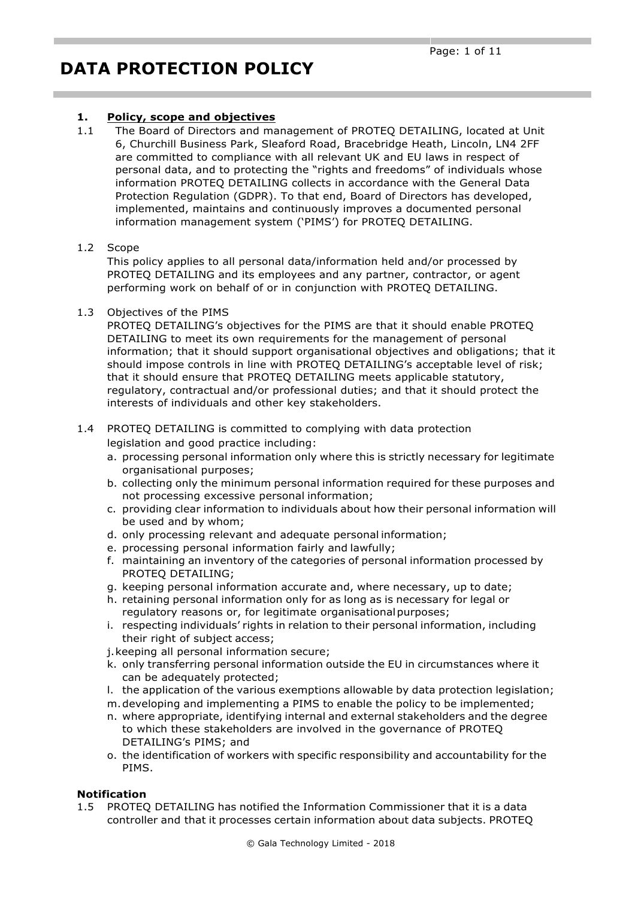# DATA PROTECTION POLICY

## 1. Policy, scope and objectives

1.1 The Board of Directors and management of PROTEQ DETAILING, located at Unit 6, Churchill Business Park, Sleaford Road, Bracebridge Heath, Lincoln, LN4 2FF are committed to compliance with all relevant UK and EU laws in respect of personal data, and to protecting the "rights and freedoms" of individuals whose information PROTEQ DETAILING collects in accordance with the General Data Protection Regulation (GDPR). To that end, Board of Directors has developed, implemented, maintains and continuously improves a documented personal information management system ('PIMS') for PROTEQ DETAILING.

1.2 Scope

This policy applies to all personal data/information held and/or processed by PROTEQ DETAILING and its employees and any partner, contractor, or agent performing work on behalf of or in conjunction with PROTEQ DETAILING.

1.3 Objectives of the PIMS

PROTEQ DETAILING's objectives for the PIMS are that it should enable PROTEQ DETAILING to meet its own requirements for the management of personal information; that it should support organisational objectives and obligations; that it should impose controls in line with PROTEQ DETAILING's acceptable level of risk; that it should ensure that PROTEQ DETAILING meets applicable statutory, regulatory, contractual and/or professional duties; and that it should protect the interests of individuals and other key stakeholders.

1.4 PROTEQ DETAILING is committed to complying with data protection legislation and good practice including:

a. processing personal information only where this is strictly necessary for legitimate organisational purposes;
b. collecting only the minimum personal information required for these purposes and not processing excessive personal information;
c. providing clear information to individuals about how their personal information will be used and by whom;
d. only processing relevant and adequate personal information;
e. processing personal information fairly and lawfully;
f. maintaining an inventory of the categories of personal information processed by PROTEQ DETAILING;
g. keeping personal information accurate and, where necessary, up to date;
h. retaining personal information only for as long as is necessary for legal or regulatory reasons or, for legitimate organisational purposes;
i. respecting individuals' rights in relation to their personal information, including their right of subject access;
j. keeping all personal information secure;
k. only transferring personal information outside the EU in circumstances where it can be adequately protected;
l. the application of the various exemptions allowable by data protection legislation;
m. developing and implementing a PIMS to enable the policy to be implemented;
n. where appropriate, identifying internal and external stakeholders and the degree to which these stakeholders are involved in the governance of PROTEQ DETAILING's PIMS; and
o. the identification of workers with specific responsibility and accountability for the PIMS.

**Notification**

1.5 PROTEQ DETAILING has notified the Information Commissioner that it is a data controller and that it processes certain information about data subjects. PROTEQ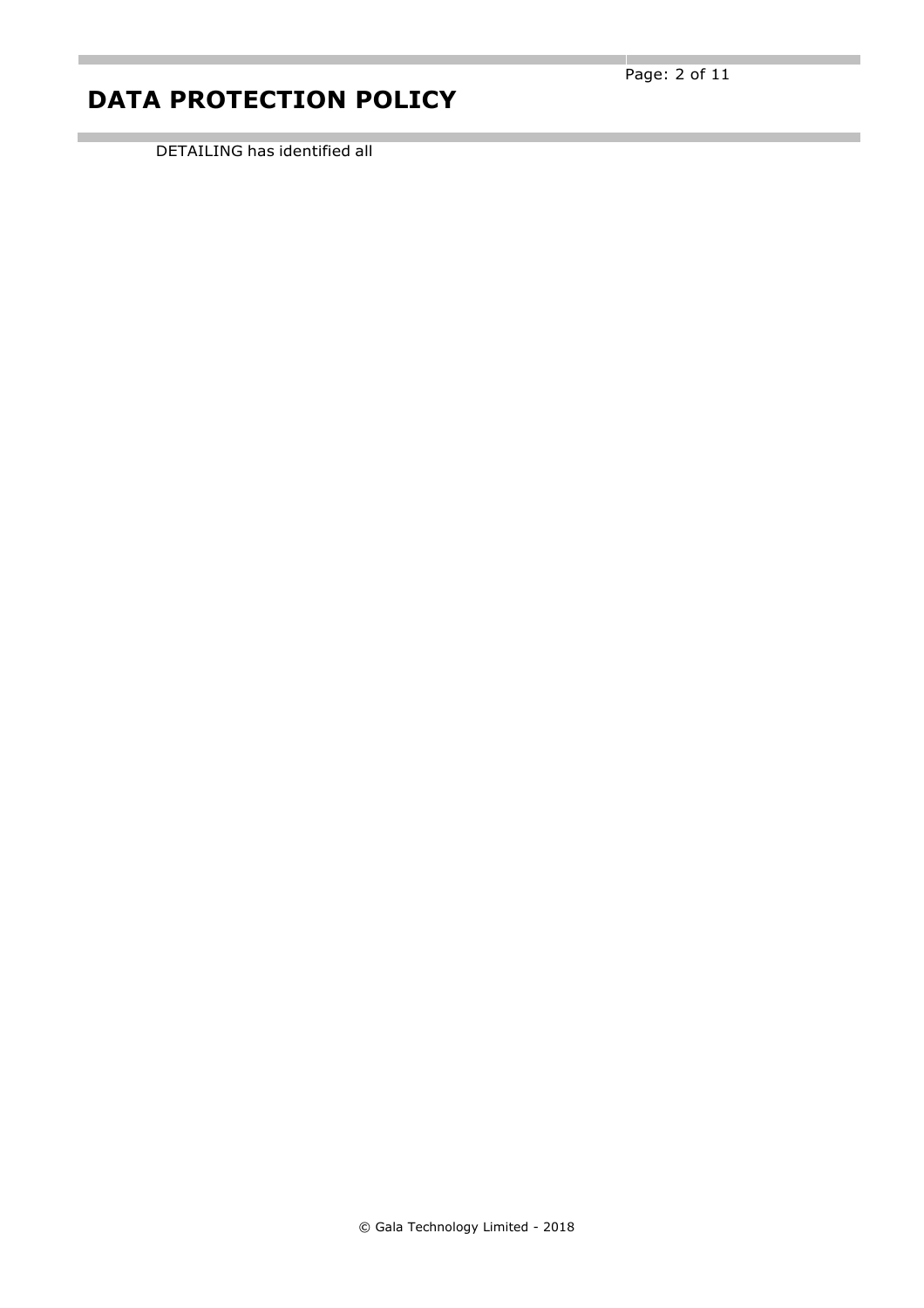DETAILING has identified all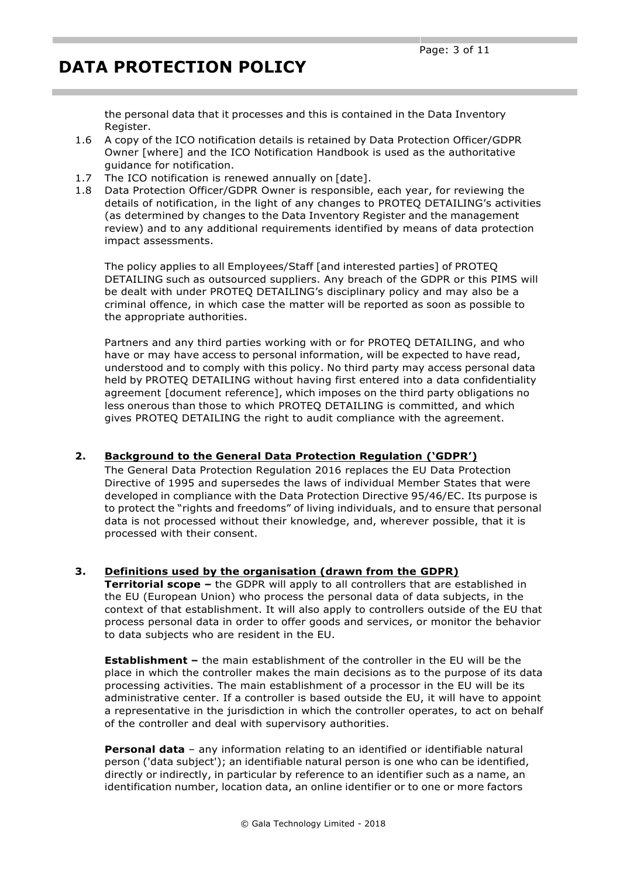the personal data that it processes and this is contained in the Data Inventory Register.

1.6 A copy of the ICO notification details is retained by Data Protection Officer/GDPR Owner [where] and the ICO Notification Handbook is used as the authoritative guidance for notification.

1.7 The ICO notification is renewed annually on [date].

1.8 Data Protection Officer/GDPR Owner is responsible, each year, for reviewing the details of notification, in the light of any changes to PROTEQ DETAILING's activities (as determined by changes to the Data Inventory Register and the management review) and to any additional requirements identified by means of data protection impact assessments.

The policy applies to all Employees/Staff [and interested parties] of PROTEQ DETAILING such as outsourced suppliers. Any breach of the GDPR or this PIMS will be dealt with under PROTEQ DETAILING's disciplinary policy and may also be a criminal offence, in which case the matter will be reported as soon as possible to the appropriate authorities.

Partners and any third parties working with or for PROTEQ DETAILING, and who have or may have access to personal information, will be expected to have read, understood and to comply with this policy. No third party may access personal data held by PROTEQ DETAILING without having first entered into a data confidentiality agreement [document reference], which imposes on the third party obligations no less onerous than those to which PROTEQ DETAILING is committed, and which gives PROTEQ DETAILING the right to audit compliance with the agreement.

## 2. Background to the General Data Protection Regulation ('GDPR')

The General Data Protection Regulation 2016 replaces the EU Data Protection Directive of 1995 and supersedes the laws of individual Member States that were developed in compliance with the Data Protection Directive 95/46/EC. Its purpose is to protect the "rights and freedoms" of living individuals, and to ensure that personal data is not processed without their knowledge, and, wherever possible, that it is processed with their consent.

## 3. Definitions used by the organisation (drawn from the GDPR)

**Territorial scope –** the GDPR will apply to all controllers that are established in the EU (European Union) who process the personal data of data subjects, in the context of that establishment. It will also apply to controllers outside of the EU that process personal data in order to offer goods and services, or monitor the behavior to data subjects who are resident in the EU.

**Establishment –** the main establishment of the controller in the EU will be the place in which the controller makes the main decisions as to the purpose of its data processing activities. The main establishment of a processor in the EU will be its administrative center. If a controller is based outside the EU, it will have to appoint a representative in the jurisdiction in which the controller operates, to act on behalf of the controller and deal with supervisory authorities.

**Personal data** – any information relating to an identified or identifiable natural person ('data subject'); an identifiable natural person is one who can be identified, directly or indirectly, in particular by reference to an identifier such as a name, an identification number, location data, an online identifier or to one or more factors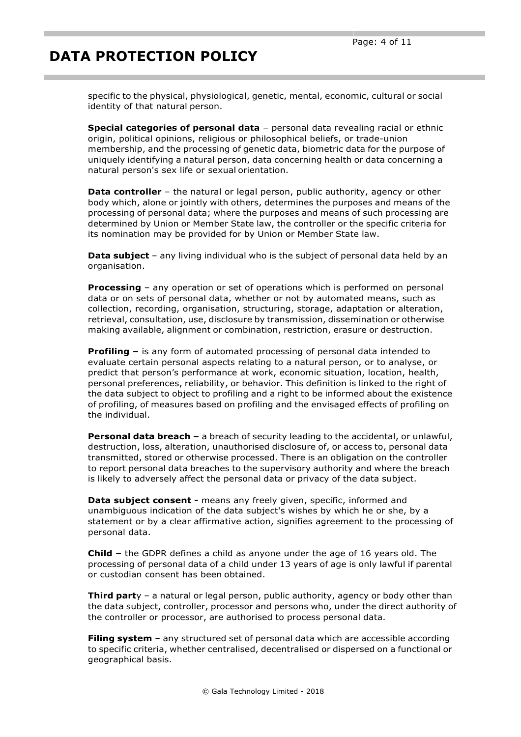specific to the physical, physiological, genetic, mental, economic, cultural or social identity of that natural person.

**Special categories of personal data** – personal data revealing racial or ethnic origin, political opinions, religious or philosophical beliefs, or trade-union membership, and the processing of genetic data, biometric data for the purpose of uniquely identifying a natural person, data concerning health or data concerning a natural person's sex life or sexual orientation.

**Data controller** – the natural or legal person, public authority, agency or other body which, alone or jointly with others, determines the purposes and means of the processing of personal data; where the purposes and means of such processing are determined by Union or Member State law, the controller or the specific criteria for its nomination may be provided for by Union or Member State law.

**Data subject** – any living individual who is the subject of personal data held by an organisation.

**Processing** – any operation or set of operations which is performed on personal data or on sets of personal data, whether or not by automated means, such as collection, recording, organisation, structuring, storage, adaptation or alteration, retrieval, consultation, use, disclosure by transmission, dissemination or otherwise making available, alignment or combination, restriction, erasure or destruction.

**Profiling –** is any form of automated processing of personal data intended to evaluate certain personal aspects relating to a natural person, or to analyse, or predict that person's performance at work, economic situation, location, health, personal preferences, reliability, or behavior. This definition is linked to the right of the data subject to object to profiling and a right to be informed about the existence of profiling, of measures based on profiling and the envisaged effects of profiling on the individual.

**Personal data breach –** a breach of security leading to the accidental, or unlawful, destruction, loss, alteration, unauthorised disclosure of, or access to, personal data transmitted, stored or otherwise processed. There is an obligation on the controller to report personal data breaches to the supervisory authority and where the breach is likely to adversely affect the personal data or privacy of the data subject.

**Data subject consent -** means any freely given, specific, informed and unambiguous indication of the data subject's wishes by which he or she, by a statement or by a clear affirmative action, signifies agreement to the processing of personal data.

**Child –** the GDPR defines a child as anyone under the age of 16 years old. The processing of personal data of a child under 13 years of age is only lawful if parental or custodian consent has been obtained.

**Third part**y – a natural or legal person, public authority, agency or body other than the data subject, controller, processor and persons who, under the direct authority of the controller or processor, are authorised to process personal data.

**Filing system** – any structured set of personal data which are accessible according to specific criteria, whether centralised, decentralised or dispersed on a functional or geographical basis.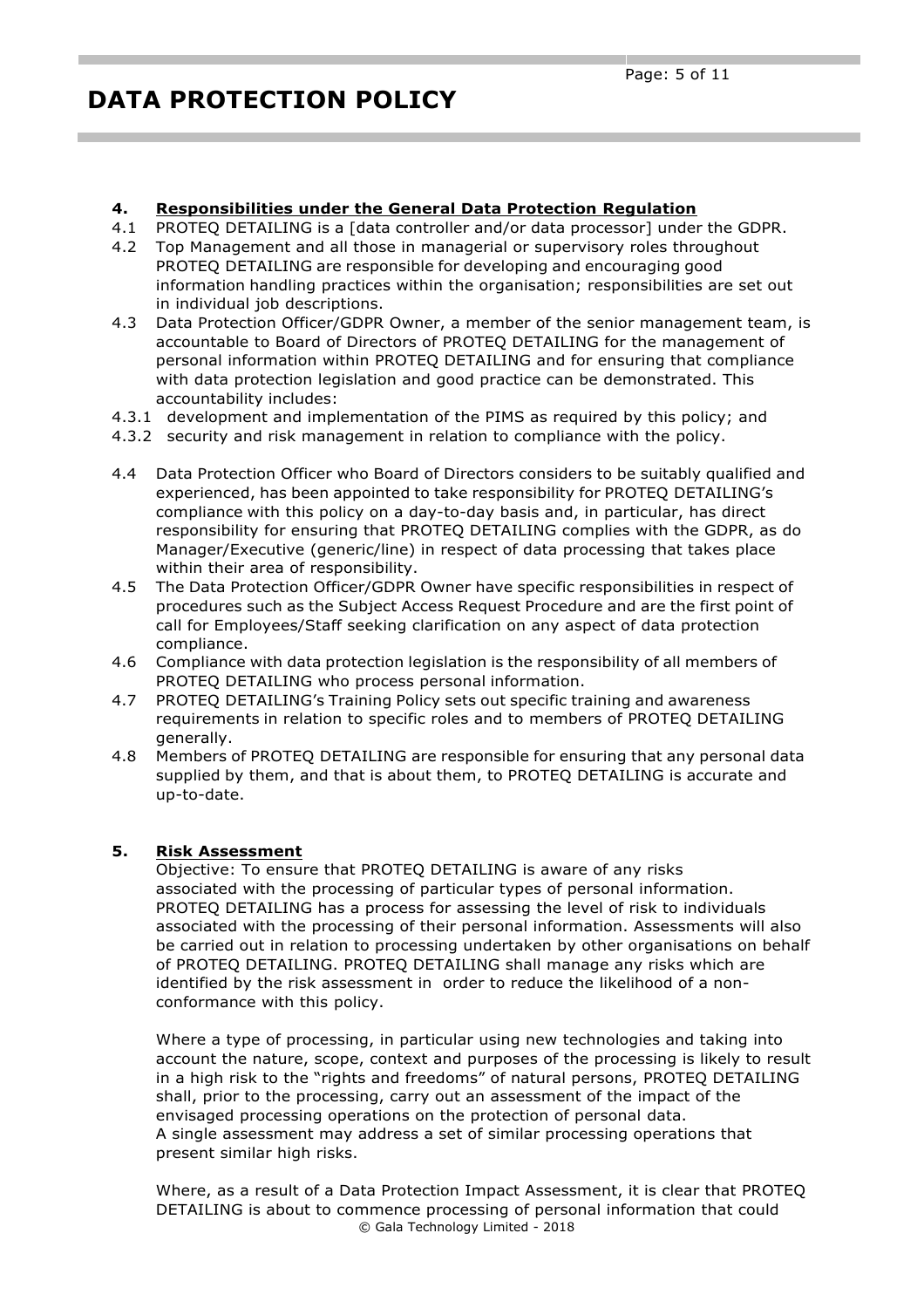## 4. Responsibilities under the General Data Protection Regulation

4.1 PROTEQ DETAILING is a [data controller and/or data processor] under the GDPR.

4.2 Top Management and all those in managerial or supervisory roles throughout PROTEQ DETAILING are responsible for developing and encouraging good information handling practices within the organisation; responsibilities are set out in individual job descriptions.

4.3 Data Protection Officer/GDPR Owner, a member of the senior management team, is accountable to Board of Directors of PROTEQ DETAILING for the management of personal information within PROTEQ DETAILING and for ensuring that compliance with data protection legislation and good practice can be demonstrated. This accountability includes:

4.3.1 development and implementation of the PIMS as required by this policy; and

4.3.2 security and risk management in relation to compliance with the policy.

4.4 Data Protection Officer who Board of Directors considers to be suitably qualified and experienced, has been appointed to take responsibility for PROTEQ DETAILING's compliance with this policy on a day-to-day basis and, in particular, has direct responsibility for ensuring that PROTEQ DETAILING complies with the GDPR, as do Manager/Executive (generic/line) in respect of data processing that takes place within their area of responsibility.

4.5 The Data Protection Officer/GDPR Owner have specific responsibilities in respect of procedures such as the Subject Access Request Procedure and are the first point of call for Employees/Staff seeking clarification on any aspect of data protection compliance.

4.6 Compliance with data protection legislation is the responsibility of all members of PROTEQ DETAILING who process personal information.

4.7 PROTEQ DETAILING's Training Policy sets out specific training and awareness requirements in relation to specific roles and to members of PROTEQ DETAILING generally.

4.8 Members of PROTEQ DETAILING are responsible for ensuring that any personal data supplied by them, and that is about them, to PROTEQ DETAILING is accurate and up-to-date.

## 5. Risk Assessment

Objective: To ensure that PROTEQ DETAILING is aware of any risks associated with the processing of particular types of personal information. PROTEQ DETAILING has a process for assessing the level of risk to individuals associated with the processing of their personal information. Assessments will also be carried out in relation to processing undertaken by other organisations on behalf of PROTEQ DETAILING. PROTEQ DETAILING shall manage any risks which are identified by the risk assessment in order to reduce the likelihood of a non-conformance with this policy.

Where a type of processing, in particular using new technologies and taking into account the nature, scope, context and purposes of the processing is likely to result in a high risk to the "rights and freedoms" of natural persons, PROTEQ DETAILING shall, prior to the processing, carry out an assessment of the impact of the envisaged processing operations on the protection of personal data. A single assessment may address a set of similar processing operations that present similar high risks.

Where, as a result of a Data Protection Impact Assessment, it is clear that PROTEQ DETAILING is about to commence processing of personal information that could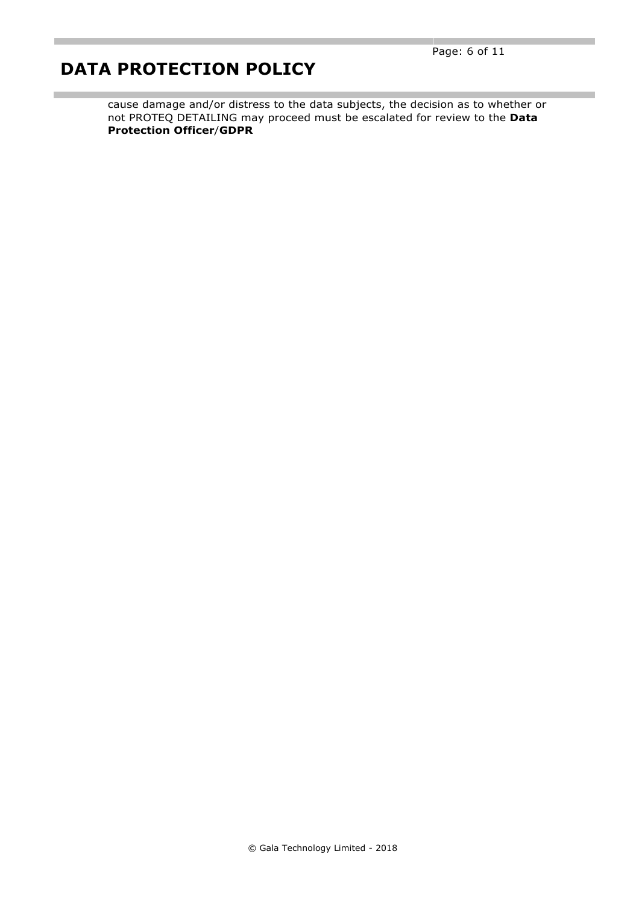cause damage and/or distress to the data subjects, the decision as to whether or not PROTEQ DETAILING may proceed must be escalated for review to the **Data Protection Officer**/**GDPR**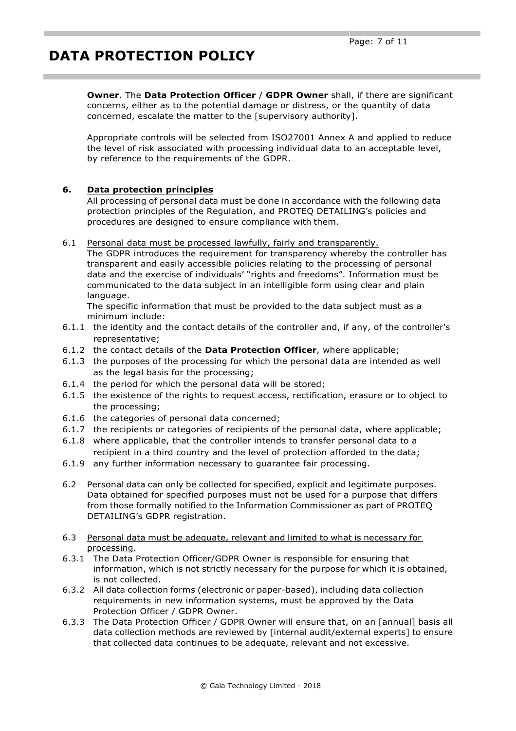**Owner**. The **Data Protection Officer** / **GDPR Owner** shall, if there are significant concerns, either as to the potential damage or distress, or the quantity of data concerned, escalate the matter to the [supervisory authority].

Appropriate controls will be selected from ISO27001 Annex A and applied to reduce the level of risk associated with processing individual data to an acceptable level, by reference to the requirements of the GDPR.

## 6. Data protection principles

All processing of personal data must be done in accordance with the following data protection principles of the Regulation, and PROTEQ DETAILING's policies and procedures are designed to ensure compliance with them.

6.1 Personal data must be processed lawfully, fairly and transparently.

The GDPR introduces the requirement for transparency whereby the controller has transparent and easily accessible policies relating to the processing of personal data and the exercise of individuals' "rights and freedoms". Information must be communicated to the data subject in an intelligible form using clear and plain language.

The specific information that must be provided to the data subject must as a minimum include:

6.1.1 the identity and the contact details of the controller and, if any, of the controller's representative;

6.1.2 the contact details of the **Data Protection Officer**, where applicable;

6.1.3 the purposes of the processing for which the personal data are intended as well as the legal basis for the processing;

6.1.4 the period for which the personal data will be stored;

6.1.5 the existence of the rights to request access, rectification, erasure or to object to the processing;

6.1.6 the categories of personal data concerned;

6.1.7 the recipients or categories of recipients of the personal data, where applicable;

6.1.8 where applicable, that the controller intends to transfer personal data to a recipient in a third country and the level of protection afforded to the data;

6.1.9 any further information necessary to guarantee fair processing.

6.2 Personal data can only be collected for specified, explicit and legitimate purposes.

Data obtained for specified purposes must not be used for a purpose that differs from those formally notified to the Information Commissioner as part of PROTEQ DETAILING's GDPR registration.

6.3 Personal data must be adequate, relevant and limited to what is necessary for processing.

6.3.1 The Data Protection Officer/GDPR Owner is responsible for ensuring that information, which is not strictly necessary for the purpose for which it is obtained, is not collected.

6.3.2 All data collection forms (electronic or paper-based), including data collection requirements in new information systems, must be approved by the Data Protection Officer / GDPR Owner.

6.3.3 The Data Protection Officer / GDPR Owner will ensure that, on an [annual] basis all data collection methods are reviewed by [internal audit/external experts] to ensure that collected data continues to be adequate, relevant and not excessive.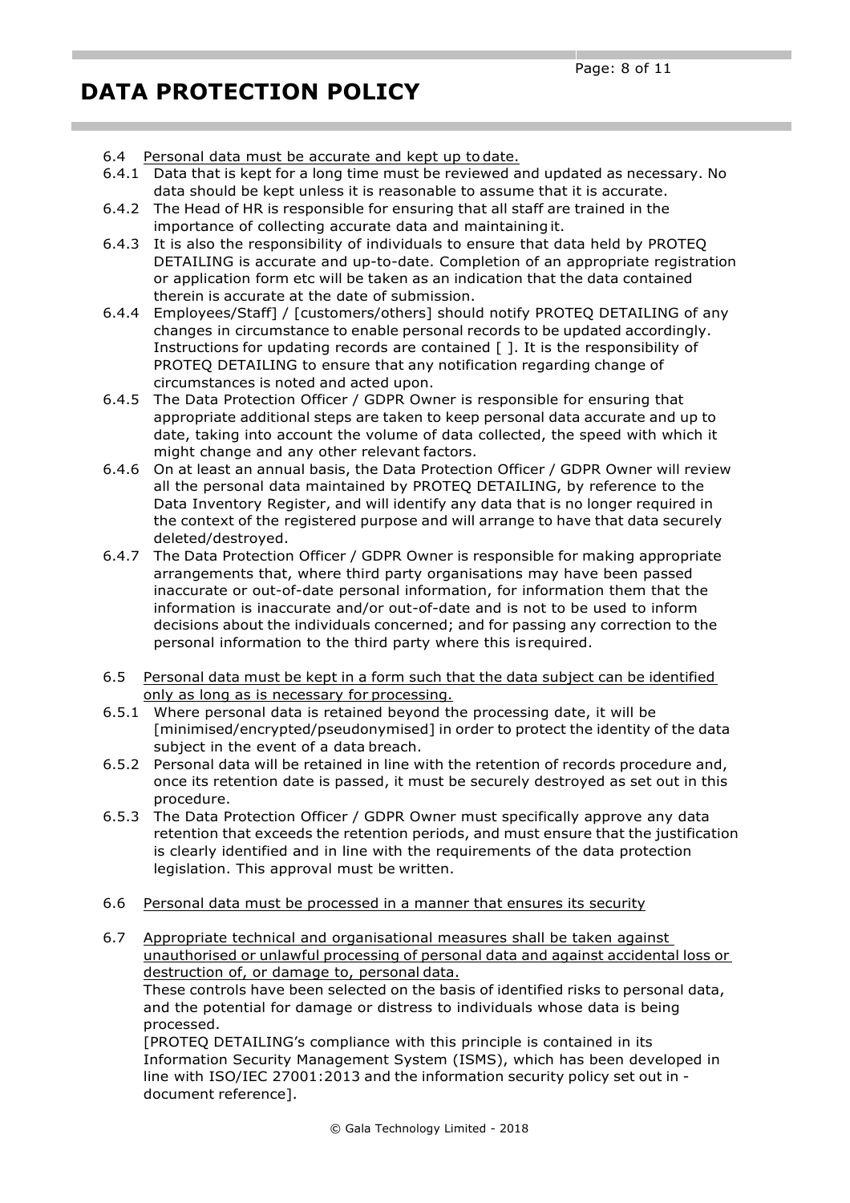6.4 Personal data must be accurate and kept up to date.

6.4.1 Data that is kept for a long time must be reviewed and updated as necessary. No data should be kept unless it is reasonable to assume that it is accurate.

6.4.2 The Head of HR is responsible for ensuring that all staff are trained in the importance of collecting accurate data and maintaining it.

6.4.3 It is also the responsibility of individuals to ensure that data held by PROTEQ DETAILING is accurate and up-to-date. Completion of an appropriate registration or application form etc will be taken as an indication that the data contained therein is accurate at the date of submission.

6.4.4 Employees/Staff] / [customers/others] should notify PROTEQ DETAILING of any changes in circumstance to enable personal records to be updated accordingly. Instructions for updating records are contained [ ]. It is the responsibility of PROTEQ DETAILING to ensure that any notification regarding change of circumstances is noted and acted upon.

6.4.5 The Data Protection Officer / GDPR Owner is responsible for ensuring that appropriate additional steps are taken to keep personal data accurate and up to date, taking into account the volume of data collected, the speed with which it might change and any other relevant factors.

6.4.6 On at least an annual basis, the Data Protection Officer / GDPR Owner will review all the personal data maintained by PROTEQ DETAILING, by reference to the Data Inventory Register, and will identify any data that is no longer required in the context of the registered purpose and will arrange to have that data securely deleted/destroyed.

6.4.7 The Data Protection Officer / GDPR Owner is responsible for making appropriate arrangements that, where third party organisations may have been passed inaccurate or out-of-date personal information, for information them that the information is inaccurate and/or out-of-date and is not to be used to inform decisions about the individuals concerned; and for passing any correction to the personal information to the third party where this is required.

6.5 Personal data must be kept in a form such that the data subject can be identified only as long as is necessary for processing.

6.5.1 Where personal data is retained beyond the processing date, it will be [minimised/encrypted/pseudonymised] in order to protect the identity of the data subject in the event of a data breach.

6.5.2 Personal data will be retained in line with the retention of records procedure and, once its retention date is passed, it must be securely destroyed as set out in this procedure.

6.5.3 The Data Protection Officer / GDPR Owner must specifically approve any data retention that exceeds the retention periods, and must ensure that the justification is clearly identified and in line with the requirements of the data protection legislation. This approval must be written.

6.6 Personal data must be processed in a manner that ensures its security

6.7 Appropriate technical and organisational measures shall be taken against unauthorised or unlawful processing of personal data and against accidental loss or destruction of, or damage to, personal data.

These controls have been selected on the basis of identified risks to personal data, and the potential for damage or distress to individuals whose data is being processed.

[PROTEQ DETAILING's compliance with this principle is contained in its Information Security Management System (ISMS), which has been developed in line with ISO/IEC 27001:2013 and the information security policy set out in - document reference].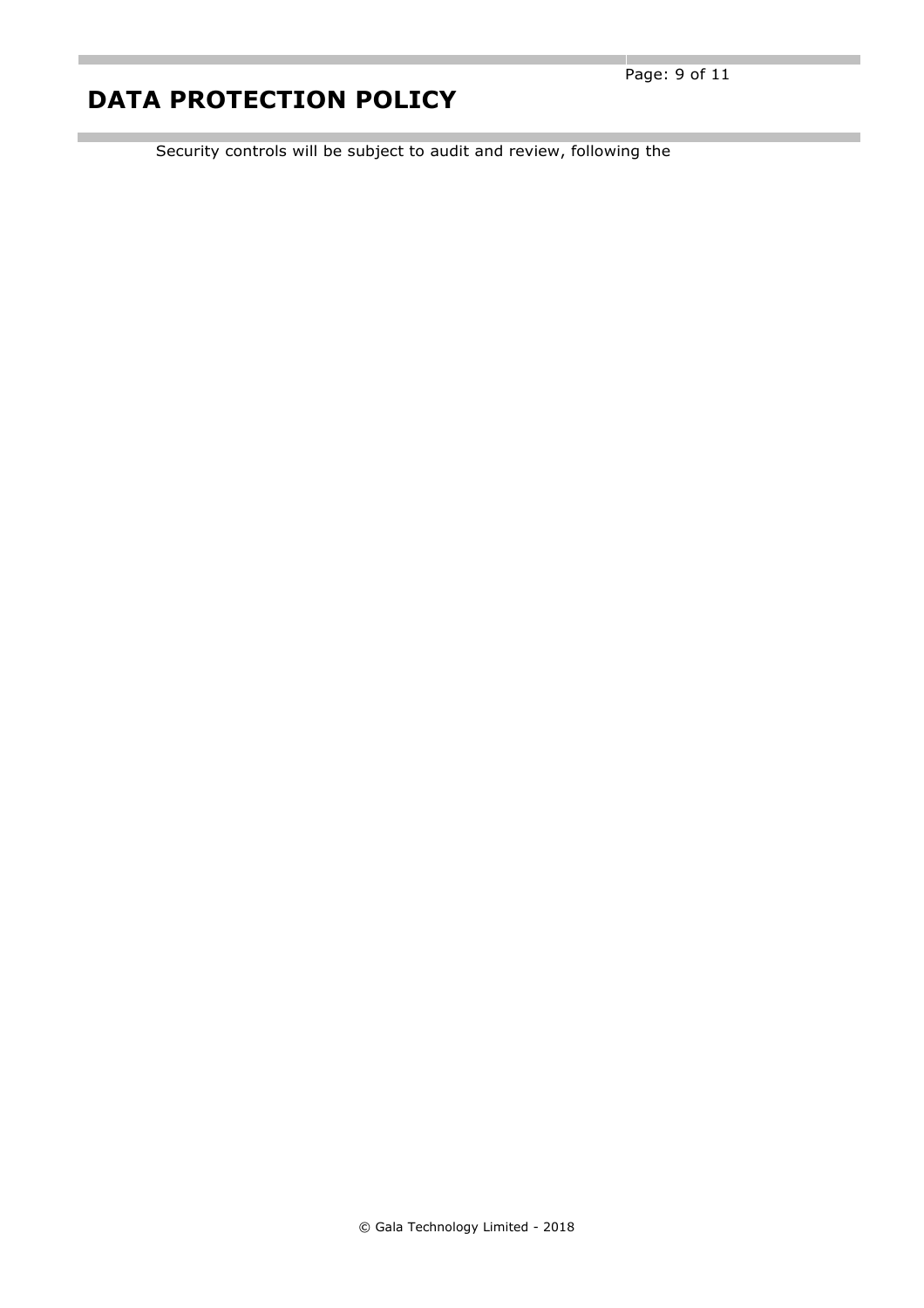Security controls will be subject to audit and review, following the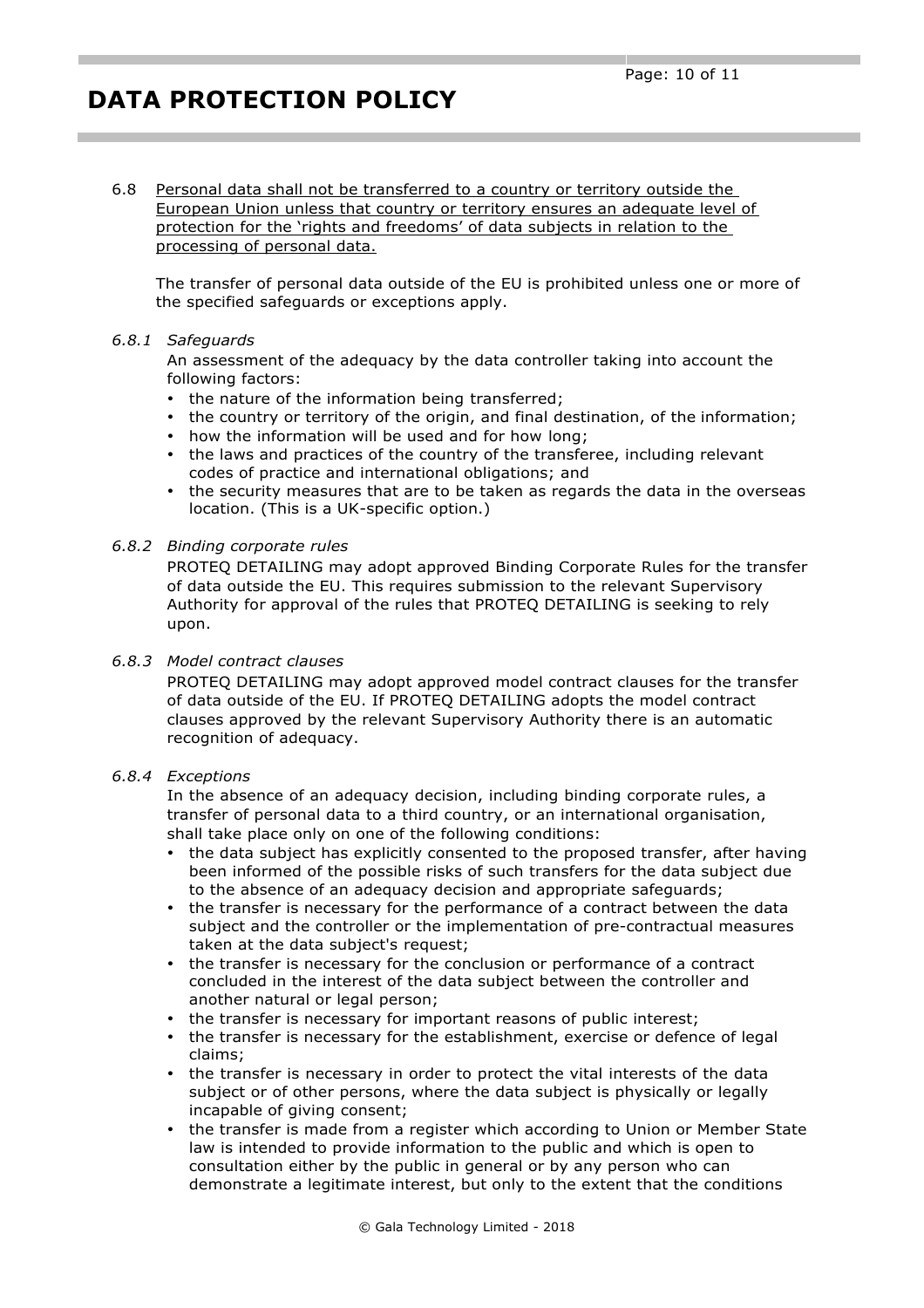6.8 <u>Personal data shall not be transferred to a country or territory outside the European Union unless that country or territory ensures an adequate level of protection for the 'rights and freedoms' of data subjects in relation to the processing of personal data.</u>

The transfer of personal data outside of the EU is prohibited unless one or more of the specified safeguards or exceptions apply.

*6.8.1 Safeguards*

An assessment of the adequacy by the data controller taking into account the following factors:

- the nature of the information being transferred;
- the country or territory of the origin, and final destination, of the information;
- how the information will be used and for how long;
- the laws and practices of the country of the transferee, including relevant codes of practice and international obligations; and
- the security measures that are to be taken as regards the data in the overseas location. (This is a UK-specific option.)

*6.8.2 Binding corporate rules*

PROTEQ DETAILING may adopt approved Binding Corporate Rules for the transfer of data outside the EU. This requires submission to the relevant Supervisory Authority for approval of the rules that PROTEQ DETAILING is seeking to rely upon.

*6.8.3 Model contract clauses*

PROTEQ DETAILING may adopt approved model contract clauses for the transfer of data outside of the EU. If PROTEQ DETAILING adopts the model contract clauses approved by the relevant Supervisory Authority there is an automatic recognition of adequacy.

*6.8.4 Exceptions*

In the absence of an adequacy decision, including binding corporate rules, a transfer of personal data to a third country, or an international organisation, shall take place only on one of the following conditions:

- the data subject has explicitly consented to the proposed transfer, after having been informed of the possible risks of such transfers for the data subject due to the absence of an adequacy decision and appropriate safeguards;
- the transfer is necessary for the performance of a contract between the data subject and the controller or the implementation of pre-contractual measures taken at the data subject's request;
- the transfer is necessary for the conclusion or performance of a contract concluded in the interest of the data subject between the controller and another natural or legal person;
- the transfer is necessary for important reasons of public interest;
- the transfer is necessary for the establishment, exercise or defence of legal claims;
- the transfer is necessary in order to protect the vital interests of the data subject or of other persons, where the data subject is physically or legally incapable of giving consent;
- the transfer is made from a register which according to Union or Member State law is intended to provide information to the public and which is open to consultation either by the public in general or by any person who can demonstrate a legitimate interest, but only to the extent that the conditions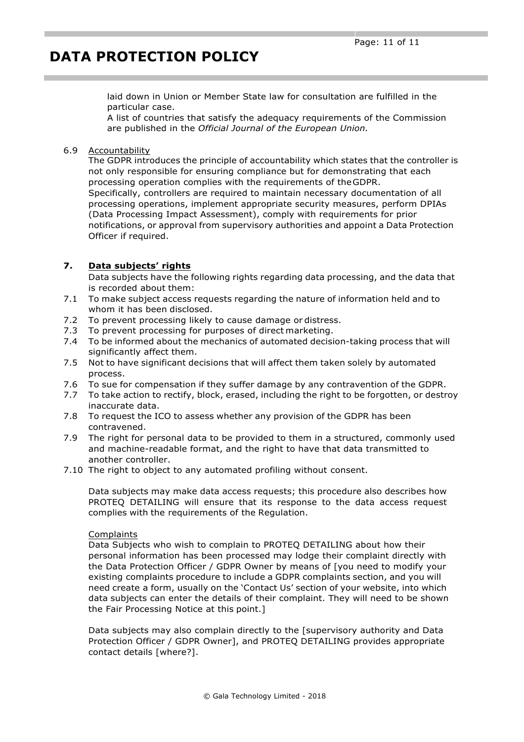laid down in Union or Member State law for consultation are fulfilled in the particular case.
A list of countries that satisfy the adequacy requirements of the Commission are published in the *Official Journal of the European Union.*

6.9 Accountability
The GDPR introduces the principle of accountability which states that the controller is not only responsible for ensuring compliance but for demonstrating that each processing operation complies with the requirements of the GDPR.
Specifically, controllers are required to maintain necessary documentation of all processing operations, implement appropriate security measures, perform DPIAs (Data Processing Impact Assessment), comply with requirements for prior notifications, or approval from supervisory authorities and appoint a Data Protection Officer if required.

## 7. Data subjects' rights

Data subjects have the following rights regarding data processing, and the data that is recorded about them:

- 7.1 To make subject access requests regarding the nature of information held and to whom it has been disclosed.
- 7.2 To prevent processing likely to cause damage or distress.
- 7.3 To prevent processing for purposes of direct marketing.
- 7.4 To be informed about the mechanics of automated decision-taking process that will significantly affect them.
- 7.5 Not to have significant decisions that will affect them taken solely by automated process.
- 7.6 To sue for compensation if they suffer damage by any contravention of the GDPR.
- 7.7 To take action to rectify, block, erased, including the right to be forgotten, or destroy inaccurate data.
- 7.8 To request the ICO to assess whether any provision of the GDPR has been contravened.
- 7.9 The right for personal data to be provided to them in a structured, commonly used and machine-readable format, and the right to have that data transmitted to another controller.
- 7.10 The right to object to any automated profiling without consent.

Data subjects may make data access requests; this procedure also describes how PROTEQ DETAILING will ensure that its response to the data access request complies with the requirements of the Regulation.

Complaints
Data Subjects who wish to complain to PROTEQ DETAILING about how their personal information has been processed may lodge their complaint directly with the Data Protection Officer / GDPR Owner by means of [you need to modify your existing complaints procedure to include a GDPR complaints section, and you will need create a form, usually on the 'Contact Us' section of your website, into which data subjects can enter the details of their complaint. They will need to be shown the Fair Processing Notice at this point.]

Data subjects may also complain directly to the [supervisory authority and Data Protection Officer / GDPR Owner], and PROTEQ DETAILING provides appropriate contact details [where?].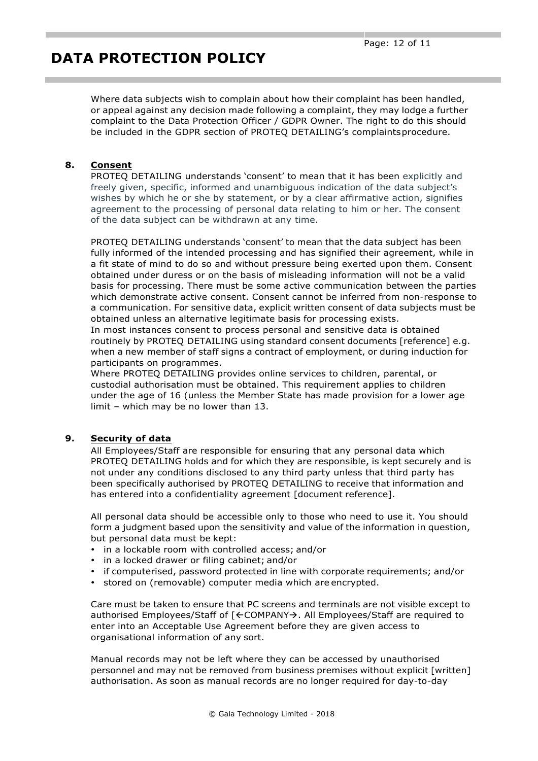Where data subjects wish to complain about how their complaint has been handled, or appeal against any decision made following a complaint, they may lodge a further complaint to the Data Protection Officer / GDPR Owner. The right to do this should be included in the GDPR section of PROTEQ DETAILING's complaints procedure.

## 8. Consent

PROTEQ DETAILING understands 'consent' to mean that it has been explicitly and freely given, specific, informed and unambiguous indication of the data subject's wishes by which he or she by statement, or by a clear affirmative action, signifies agreement to the processing of personal data relating to him or her. The consent of the data subject can be withdrawn at any time.

PROTEQ DETAILING understands 'consent' to mean that the data subject has been fully informed of the intended processing and has signified their agreement, while in a fit state of mind to do so and without pressure being exerted upon them. Consent obtained under duress or on the basis of misleading information will not be a valid basis for processing. There must be some active communication between the parties which demonstrate active consent. Consent cannot be inferred from non-response to a communication. For sensitive data, explicit written consent of data subjects must be obtained unless an alternative legitimate basis for processing exists.
In most instances consent to process personal and sensitive data is obtained routinely by PROTEQ DETAILING using standard consent documents [reference] e.g. when a new member of staff signs a contract of employment, or during induction for participants on programmes.
Where PROTEQ DETAILING provides online services to children, parental, or custodial authorisation must be obtained. This requirement applies to children under the age of 16 (unless the Member State has made provision for a lower age limit – which may be no lower than 13.

## 9. Security of data

All Employees/Staff are responsible for ensuring that any personal data which PROTEQ DETAILING holds and for which they are responsible, is kept securely and is not under any conditions disclosed to any third party unless that third party has been specifically authorised by PROTEQ DETAILING to receive that information and has entered into a confidentiality agreement [document reference].

All personal data should be accessible only to those who need to use it. You should form a judgment based upon the sensitivity and value of the information in question, but personal data must be kept:

- in a lockable room with controlled access; and/or
- in a locked drawer or filing cabinet; and/or
- if computerised, password protected in line with corporate requirements; and/or
- stored on (removable) computer media which are encrypted.

Care must be taken to ensure that PC screens and terminals are not visible except to authorised Employees/Staff of [←COMPANY→. All Employees/Staff are required to enter into an Acceptable Use Agreement before they are given access to organisational information of any sort.

Manual records may not be left where they can be accessed by unauthorised personnel and may not be removed from business premises without explicit [written] authorisation. As soon as manual records are no longer required for day-to-day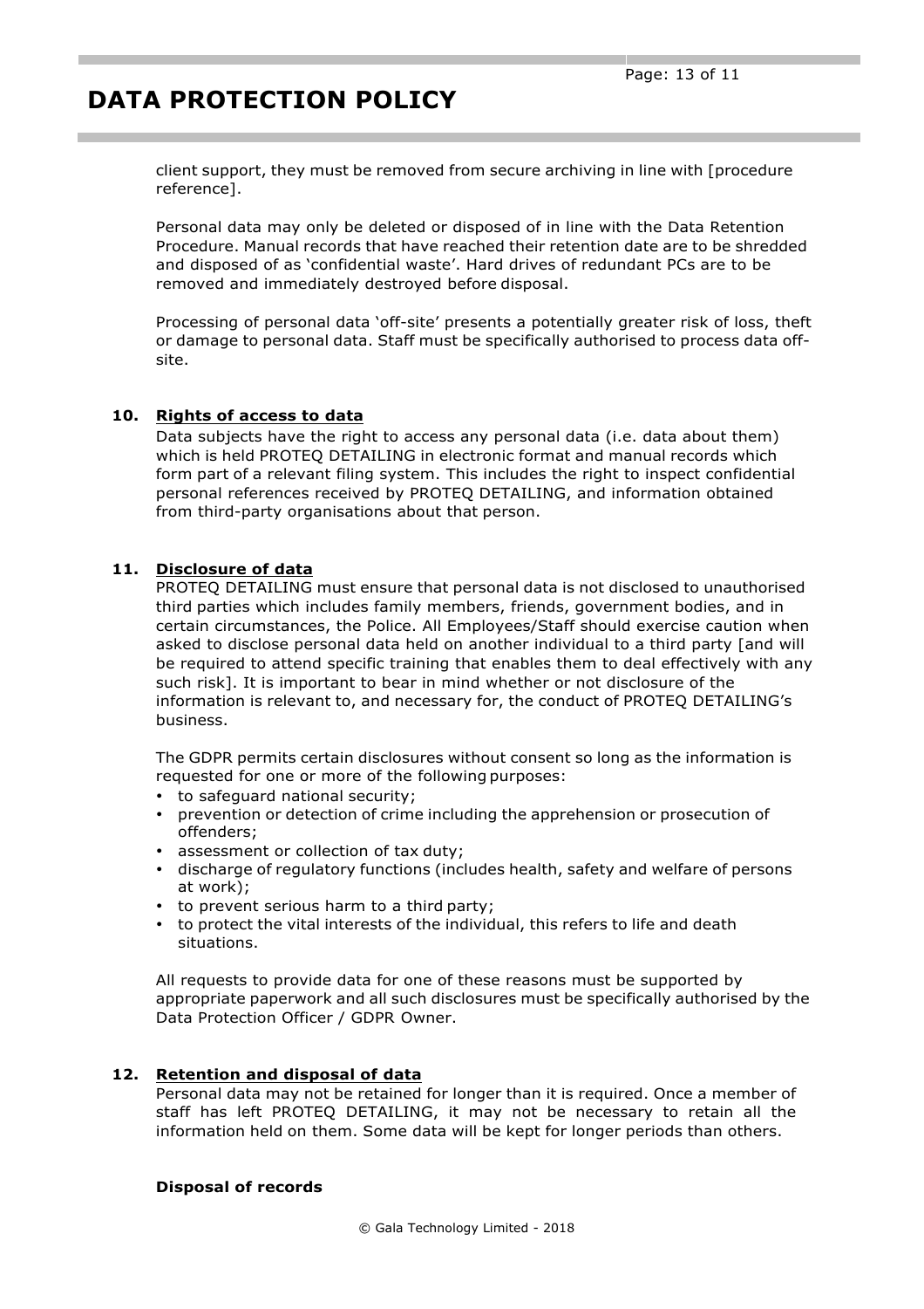client support, they must be removed from secure archiving in line with [procedure reference].

Personal data may only be deleted or disposed of in line with the Data Retention Procedure. Manual records that have reached their retention date are to be shredded and disposed of as 'confidential waste'. Hard drives of redundant PCs are to be removed and immediately destroyed before disposal.

Processing of personal data 'off-site' presents a potentially greater risk of loss, theft or damage to personal data. Staff must be specifically authorised to process data off-site.

## 10. Rights of access to data

Data subjects have the right to access any personal data (i.e. data about them) which is held PROTEQ DETAILING in electronic format and manual records which form part of a relevant filing system. This includes the right to inspect confidential personal references received by PROTEQ DETAILING, and information obtained from third-party organisations about that person.

## 11. Disclosure of data

PROTEQ DETAILING must ensure that personal data is not disclosed to unauthorised third parties which includes family members, friends, government bodies, and in certain circumstances, the Police. All Employees/Staff should exercise caution when asked to disclose personal data held on another individual to a third party [and will be required to attend specific training that enables them to deal effectively with any such risk]. It is important to bear in mind whether or not disclosure of the information is relevant to, and necessary for, the conduct of PROTEQ DETAILING's business.

The GDPR permits certain disclosures without consent so long as the information is requested for one or more of the following purposes:

- to safeguard national security;
- prevention or detection of crime including the apprehension or prosecution of offenders;
- assessment or collection of tax duty;
- discharge of regulatory functions (includes health, safety and welfare of persons at work);
- to prevent serious harm to a third party;
- to protect the vital interests of the individual, this refers to life and death situations.

All requests to provide data for one of these reasons must be supported by appropriate paperwork and all such disclosures must be specifically authorised by the Data Protection Officer / GDPR Owner.

## 12. Retention and disposal of data

Personal data may not be retained for longer than it is required. Once a member of staff has left PROTEQ DETAILING, it may not be necessary to retain all the information held on them. Some data will be kept for longer periods than others.

**Disposal of records**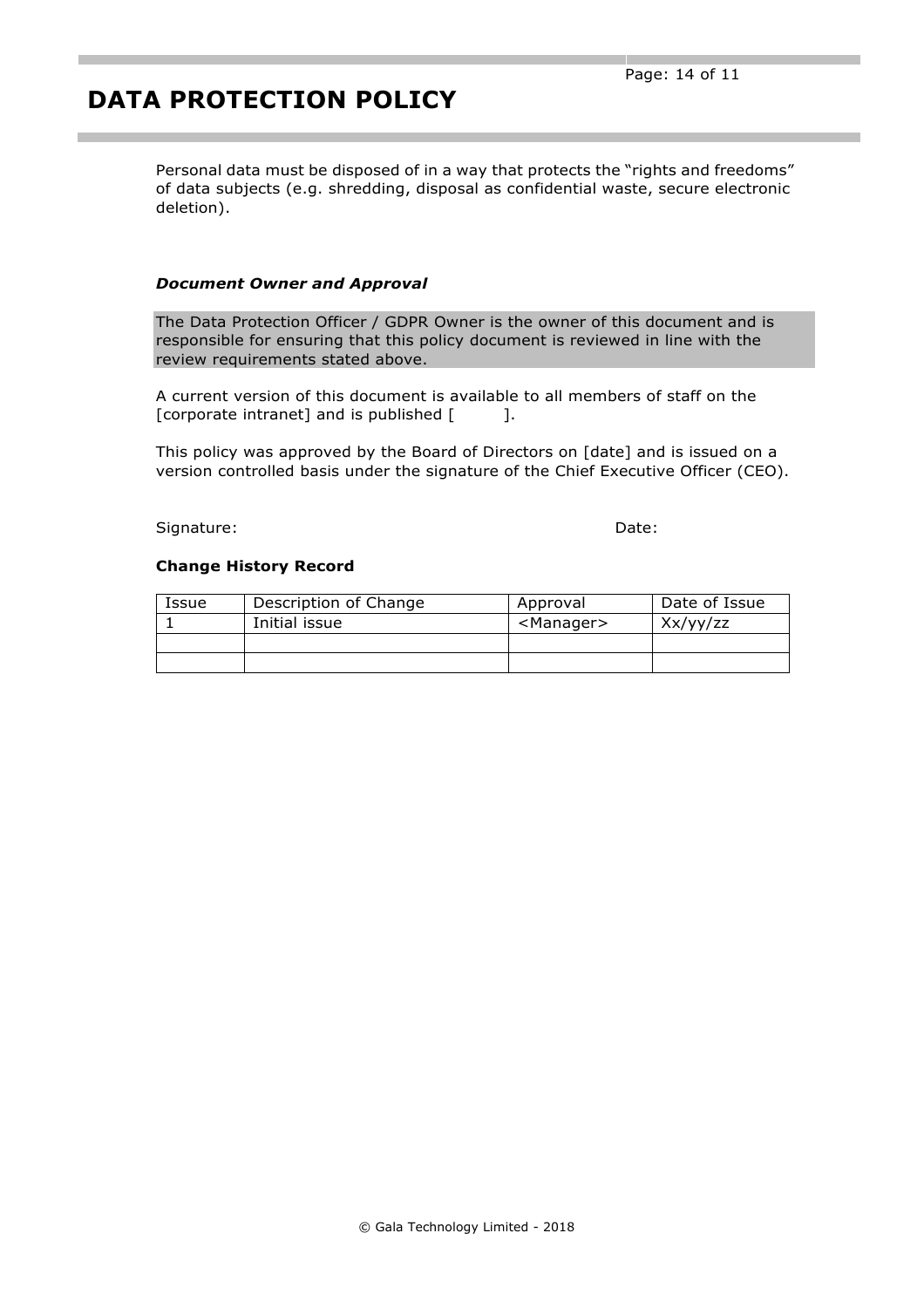Personal data must be disposed of in a way that protects the "rights and freedoms" of data subjects (e.g. shredding, disposal as confidential waste, secure electronic deletion).

***Document Owner and Approval***

The Data Protection Officer / GDPR Owner is the owner of this document and is responsible for ensuring that this policy document is reviewed in line with the review requirements stated above.

A current version of this document is available to all members of staff on the [corporate intranet] and is published [        ].

This policy was approved by the Board of Directors on [date] and is issued on a version controlled basis under the signature of the Chief Executive Officer (CEO).

Signature: Date:

**Change History Record**

| Issue | Description of Change | Approval | Date of Issue |
|---|---|---|---|
| 1 | Initial issue | <Manager> | Xx/yy/zz |
| | | | |
| | | | |